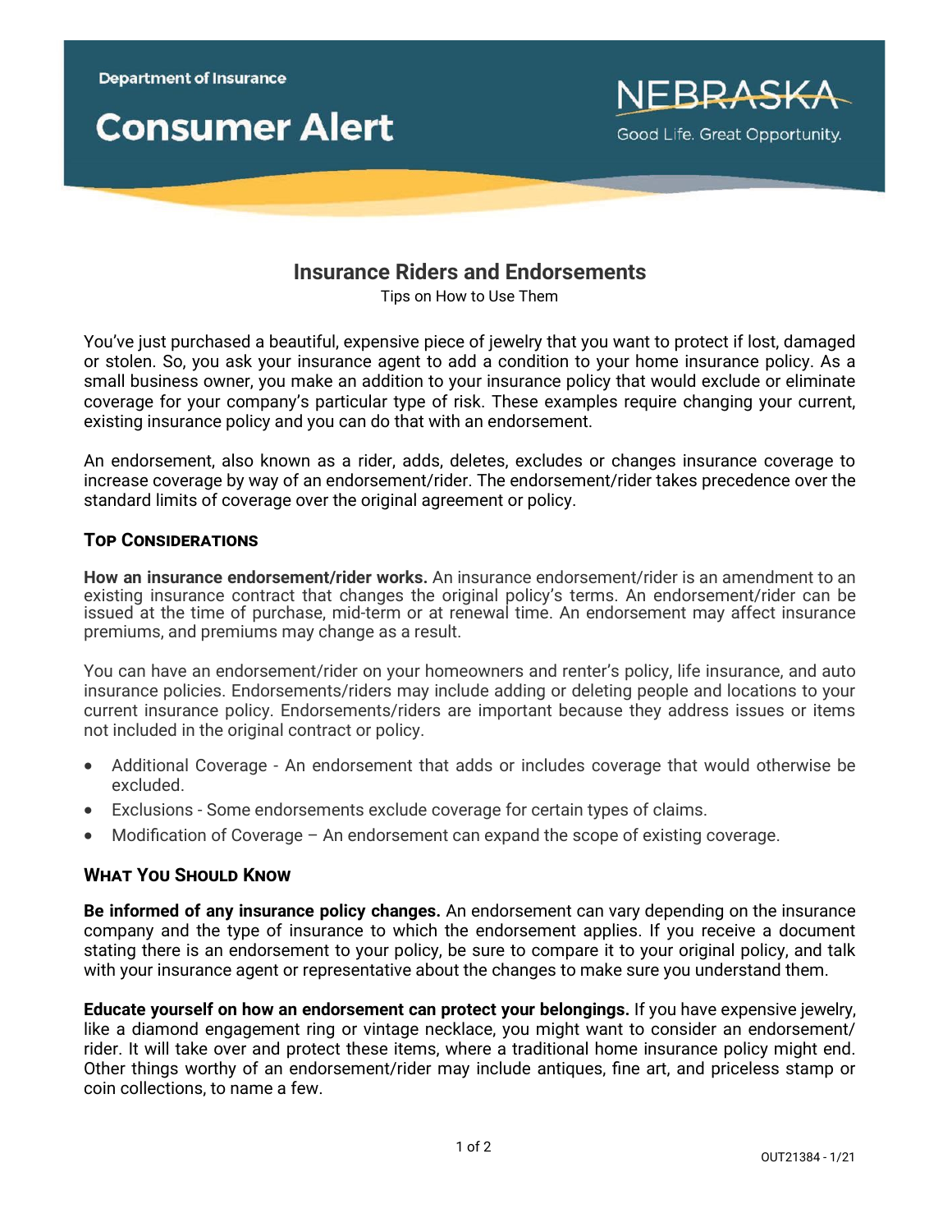Department of Insurance

# Consumer Alert

NEBRASKA
Good Life. Great Opportunity.

## Insurance Riders and Endorsements

Tips on How to Use Them

You've just purchased a beautiful, expensive piece of jewelry that you want to protect if lost, damaged or stolen. So, you ask your insurance agent to add a condition to your home insurance policy. As a small business owner, you make an addition to your insurance policy that would exclude or eliminate coverage for your company's particular type of risk. These examples require changing your current, existing insurance policy and you can do that with an endorsement.

An endorsement, also known as a rider, adds, deletes, excludes or changes insurance coverage to increase coverage by way of an endorsement/rider. The endorsement/rider takes precedence over the standard limits of coverage over the original agreement or policy.

### Top Considerations

**How an insurance endorsement/rider works.** An insurance endorsement/rider is an amendment to an existing insurance contract that changes the original policy's terms. An endorsement/rider can be issued at the time of purchase, mid-term or at renewal time. An endorsement may affect insurance premiums, and premiums may change as a result.

You can have an endorsement/rider on your homeowners and renter's policy, life insurance, and auto insurance policies. Endorsements/riders may include adding or deleting people and locations to your current insurance policy. Endorsements/riders are important because they address issues or items not included in the original contract or policy.

- Additional Coverage - An endorsement that adds or includes coverage that would otherwise be excluded.
- Exclusions - Some endorsements exclude coverage for certain types of claims.
- Modification of Coverage – An endorsement can expand the scope of existing coverage.

### What You Should Know

**Be informed of any insurance policy changes.** An endorsement can vary depending on the insurance company and the type of insurance to which the endorsement applies. If you receive a document stating there is an endorsement to your policy, be sure to compare it to your original policy, and talk with your insurance agent or representative about the changes to make sure you understand them.

**Educate yourself on how an endorsement can protect your belongings.** If you have expensive jewelry, like a diamond engagement ring or vintage necklace, you might want to consider an endorsement/rider. It will take over and protect these items, where a traditional home insurance policy might end. Other things worthy of an endorsement/rider may include antiques, fine art, and priceless stamp or coin collections, to name a few.

OUT21384 - 1/21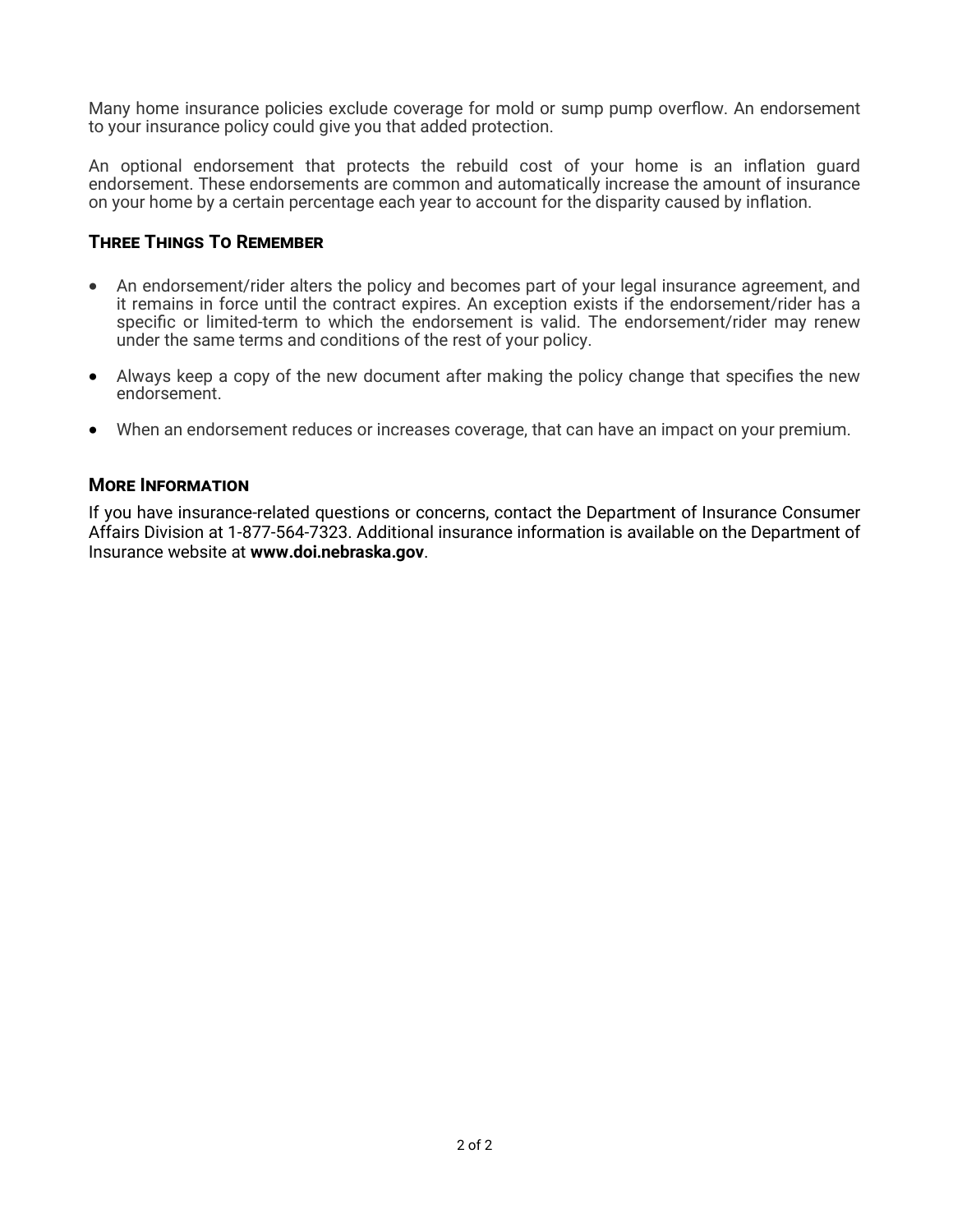Many home insurance policies exclude coverage for mold or sump pump overflow. An endorsement to your insurance policy could give you that added protection.

An optional endorsement that protects the rebuild cost of your home is an inflation guard endorsement. These endorsements are common and automatically increase the amount of insurance on your home by a certain percentage each year to account for the disparity caused by inflation.

## Three Things To Remember

- An endorsement/rider alters the policy and becomes part of your legal insurance agreement, and it remains in force until the contract expires. An exception exists if the endorsement/rider has a specific or limited-term to which the endorsement is valid. The endorsement/rider may renew under the same terms and conditions of the rest of your policy.
- Always keep a copy of the new document after making the policy change that specifies the new endorsement.
- When an endorsement reduces or increases coverage, that can have an impact on your premium.

## More Information

If you have insurance-related questions or concerns, contact the Department of Insurance Consumer Affairs Division at 1-877-564-7323. Additional insurance information is available on the Department of Insurance website at **www.doi.nebraska.gov**.